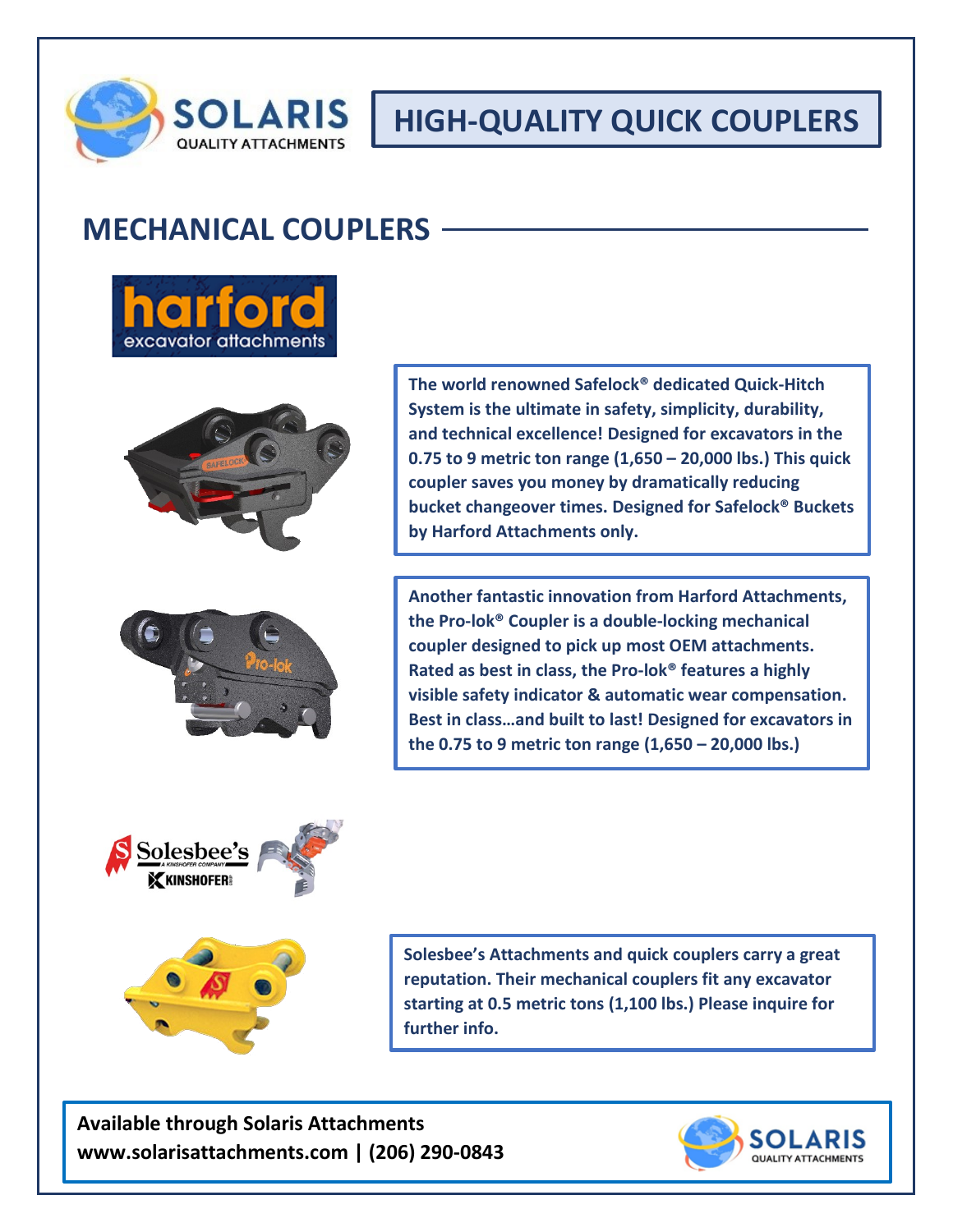# HIGH-QUALITY QUICK COUPLERS

## MECHANICAL COUPLERS

**The world renowned Safelock® dedicated Quick-Hitch System is the ultimate in safety, simplicity, durability, and technical excellence! Designed for excavators in the 0.75 to 9 metric ton range (1,650 – 20,000 lbs.) This quick coupler saves you money by dramatically reducing bucket changeover times. Designed for Safelock® Buckets by Harford Attachments only.**

**Another fantastic innovation from Harford Attachments, the Pro-lok® Coupler is a double-locking mechanical coupler designed to pick up most OEM attachments. Rated as best in class, the Pro-lok® features a highly visible safety indicator & automatic wear compensation. Best in class…and built to last! Designed for excavators in the 0.75 to 9 metric ton range (1,650 – 20,000 lbs.)**

**Solesbee's Attachments and quick couplers carry a great reputation. Their mechanical couplers fit any excavator starting at 0.5 metric tons (1,100 lbs.) Please inquire for further info.**

**Available through Solaris Attachments**
**www.solarisattachments.com | (206) 290-0843**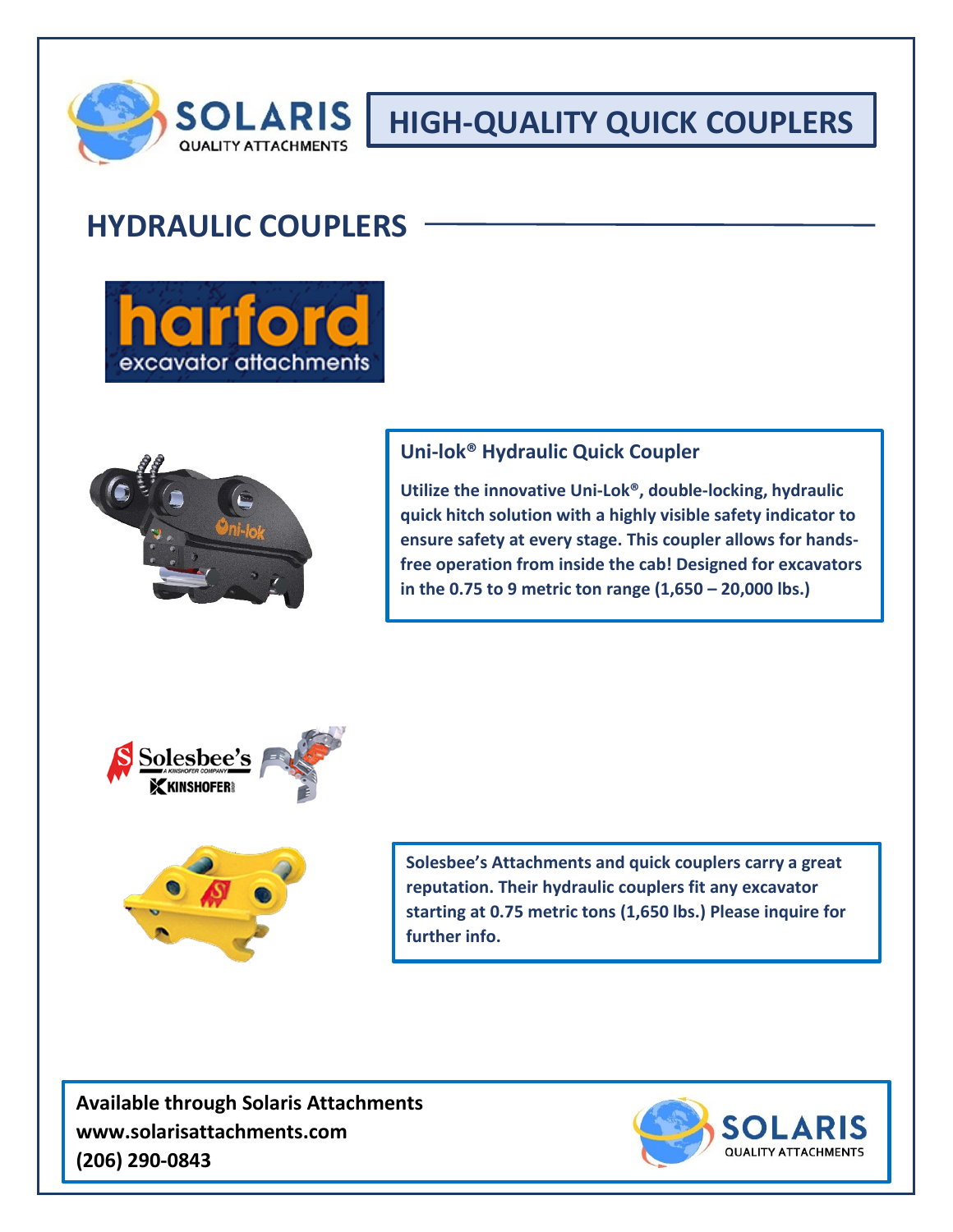SOLARIS QUALITY ATTACHMENTS

# HIGH-QUALITY QUICK COUPLERS

## HYDRAULIC COUPLERS

harford excavator attachments

### Uni-lok® Hydraulic Quick Coupler

**Utilize the innovative Uni-Lok®, double-locking, hydraulic quick hitch solution with a highly visible safety indicator to ensure safety at every stage. This coupler allows for hands-free operation from inside the cab! Designed for excavators in the 0.75 to 9 metric ton range (1,650 – 20,000 lbs.)**

Solesbee's A KINSHOFER COMPANY KINSHOFER

**Solesbee's Attachments and quick couplers carry a great reputation. Their hydraulic couplers fit any excavator starting at 0.75 metric tons (1,650 lbs.) Please inquire for further info.**

**Available through Solaris Attachments**
**www.solarisattachments.com**
**(206) 290-0843**

SOLARIS QUALITY ATTACHMENTS